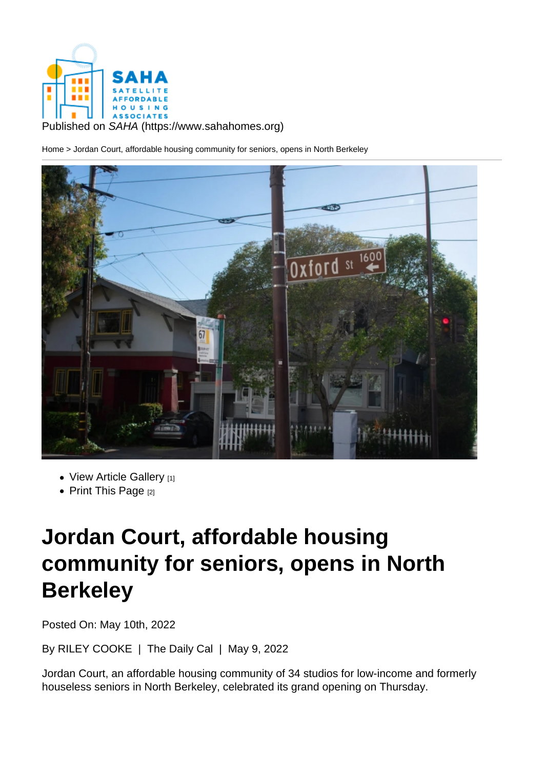Published on *SAHA* (https://www.sahahomes.org)

Home > Jordan Court, affordable housing community for seniors, opens in North Berkeley

- View Article Gallery [1]
- Print This Page [2]

# Jordan Court, affordable housing community for seniors, opens in North Berkeley

Posted On: May 10th, 2022

By RILEY COOKE | The Daily Cal | May 9, 2022

Jordan Court, an affordable housing community of 34 studios for low-income and formerly houseless seniors in North Berkeley, celebrated its grand opening on Thursday.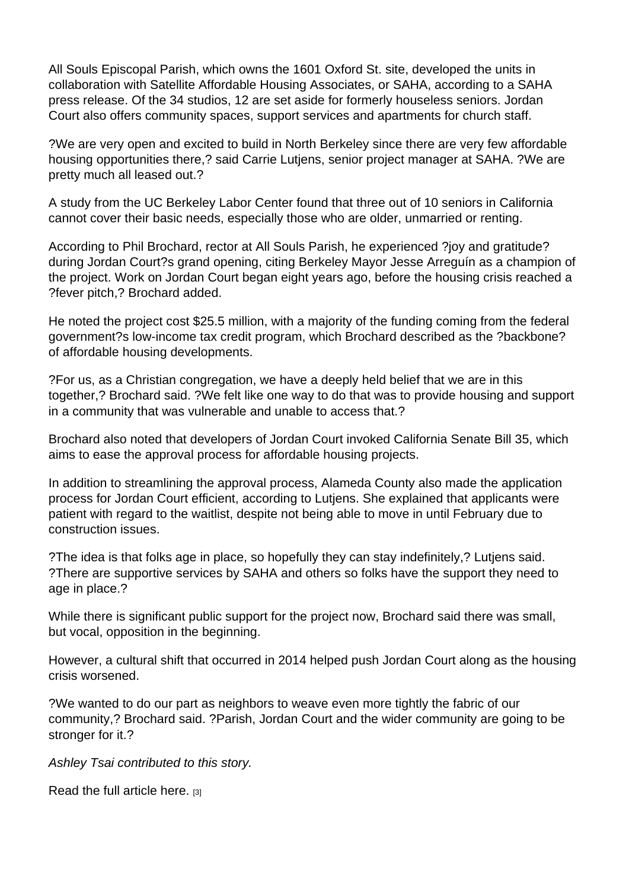All Souls Episcopal Parish, which owns the 1601 Oxford St. site, developed the units in collaboration with Satellite Affordable Housing Associates, or SAHA, according to a SAHA press release. Of the 34 studios, 12 are set aside for formerly houseless seniors. Jordan Court also offers community spaces, support services and apartments for church staff.

?We are very open and excited to build in North Berkeley since there are very few affordable housing opportunities there,? said Carrie Lutjens, senior project manager at SAHA. ?We are pretty much all leased out.?

A study from the UC Berkeley Labor Center found that three out of 10 seniors in California cannot cover their basic needs, especially those who are older, unmarried or renting.

According to Phil Brochard, rector at All Souls Parish, he experienced ?joy and gratitude? during Jordan Court?s grand opening, citing Berkeley Mayor Jesse Arreguín as a champion of the project. Work on Jordan Court began eight years ago, before the housing crisis reached a ?fever pitch,? Brochard added.

He noted the project cost $25.5 million, with a majority of the funding coming from the federal government?s low-income tax credit program, which Brochard described as the ?backbone? of affordable housing developments.

?For us, as a Christian congregation, we have a deeply held belief that we are in this together,? Brochard said. ?We felt like one way to do that was to provide housing and support in a community that was vulnerable and unable to access that.?

Brochard also noted that developers of Jordan Court invoked California Senate Bill 35, which aims to ease the approval process for affordable housing projects.

In addition to streamlining the approval process, Alameda County also made the application process for Jordan Court efficient, according to Lutjens. She explained that applicants were patient with regard to the waitlist, despite not being able to move in until February due to construction issues.

?The idea is that folks age in place, so hopefully they can stay indefinitely,? Lutjens said. ?There are supportive services by SAHA and others so folks have the support they need to age in place.?

While there is significant public support for the project now, Brochard said there was small, but vocal, opposition in the beginning.

However, a cultural shift that occurred in 2014 helped push Jordan Court along as the housing crisis worsened.

?We wanted to do our part as neighbors to weave even more tightly the fabric of our community,? Brochard said. ?Parish, Jordan Court and the wider community are going to be stronger for it.?

*Ashley Tsai contributed to this story.*

Read the full article here. [3]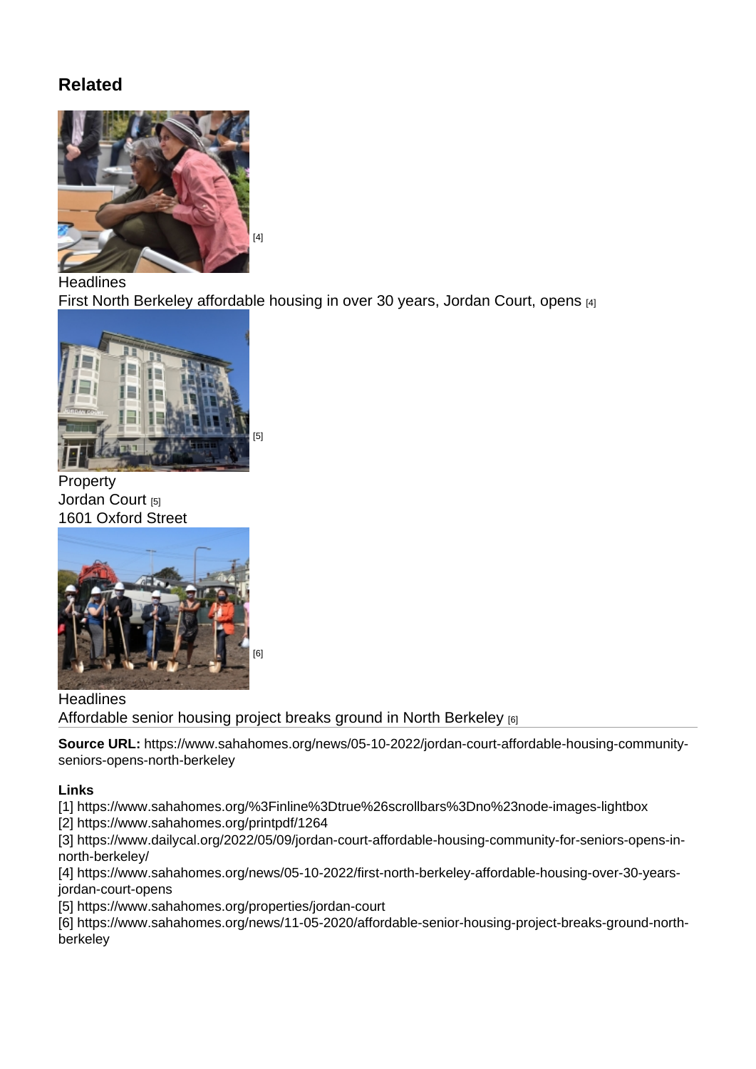## Related

[4]

Headlines

First North Berkeley affordable housing in over 30 years, Jordan Court, opens [4]

[5]

Property

Jordan Court [5]

1601 Oxford Street

[6]

Headlines

Affordable senior housing project breaks ground in North Berkeley [6]

---

**Source URL:** https://www.sahahomes.org/news/05-10-2022/jordan-court-affordable-housing-community-seniors-opens-north-berkeley

**Links**

[1] https://www.sahahomes.org/%3Finline%3Dtrue%26scrollbars%3Dno%23node-images-lightbox
[2] https://www.sahahomes.org/printpdf/1264
[3] https://www.dailycal.org/2022/05/09/jordan-court-affordable-housing-community-for-seniors-opens-in-north-berkeley/
[4] https://www.sahahomes.org/news/05-10-2022/first-north-berkeley-affordable-housing-over-30-years-jordan-court-opens
[5] https://www.sahahomes.org/properties/jordan-court
[6] https://www.sahahomes.org/news/11-05-2020/affordable-senior-housing-project-breaks-ground-north-berkeley